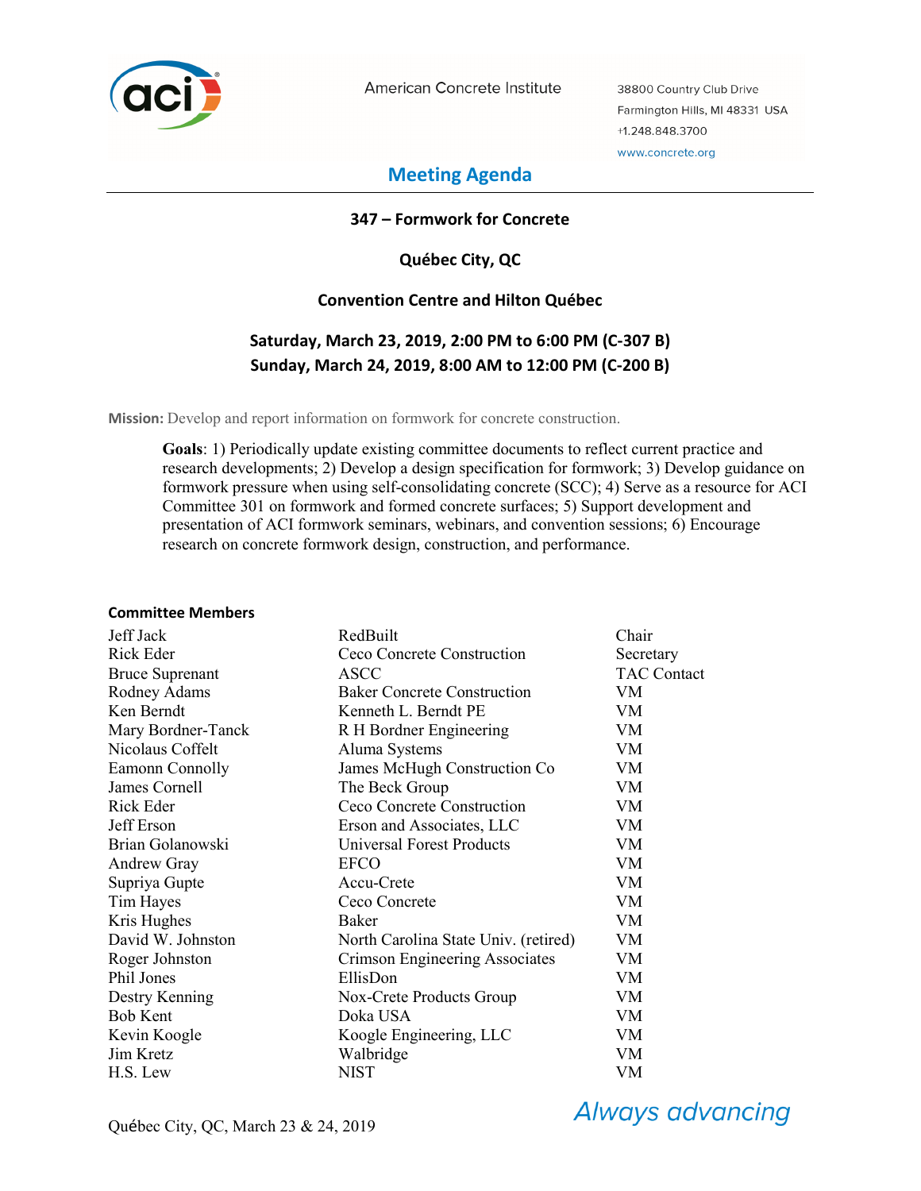American Concrete Institute

38800 Country Club Drive
Farmington Hills, MI 48331 USA
+1.248.848.3700
www.concrete.org

# Meeting Agenda

**347 – Formwork for Concrete**

**Québec City, QC**

**Convention Centre and Hilton Québec**

**Saturday, March 23, 2019, 2:00 PM to 6:00 PM (C-307 B)**
**Sunday, March 24, 2019, 8:00 AM to 12:00 PM (C-200 B)**

**Mission:** Develop and report information on formwork for concrete construction.

**Goals**: 1) Periodically update existing committee documents to reflect current practice and research developments; 2) Develop a design specification for formwork; 3) Develop guidance on formwork pressure when using self-consolidating concrete (SCC); 4) Serve as a resource for ACI Committee 301 on formwork and formed concrete surfaces; 5) Support development and presentation of ACI formwork seminars, webinars, and convention sessions; 6) Encourage research on concrete formwork design, construction, and performance.

**Committee Members**

| | | |
|---|---|---|
| Jeff Jack | RedBuilt | Chair |
| Rick Eder | Ceco Concrete Construction | Secretary |
| Bruce Suprenant | ASCC | TAC Contact |
| Rodney Adams | Baker Concrete Construction | VM |
| Ken Berndt | Kenneth L. Berndt PE | VM |
| Mary Bordner-Tanck | R H Bordner Engineering | VM |
| Nicolaus Coffelt | Aluma Systems | VM |
| Eamonn Connolly | James McHugh Construction Co | VM |
| James Cornell | The Beck Group | VM |
| Rick Eder | Ceco Concrete Construction | VM |
| Jeff Erson | Erson and Associates, LLC | VM |
| Brian Golanowski | Universal Forest Products | VM |
| Andrew Gray | EFCO | VM |
| Supriya Gupte | Accu-Crete | VM |
| Tim Hayes | Ceco Concrete | VM |
| Kris Hughes | Baker | VM |
| David W. Johnston | North Carolina State Univ. (retired) | VM |
| Roger Johnston | Crimson Engineering Associates | VM |
| Phil Jones | EllisDon | VM |
| Destry Kenning | Nox-Crete Products Group | VM |
| Bob Kent | Doka USA | VM |
| Kevin Koogle | Koogle Engineering, LLC | VM |
| Jim Kretz | Walbridge | VM |
| H.S. Lew | NIST | VM |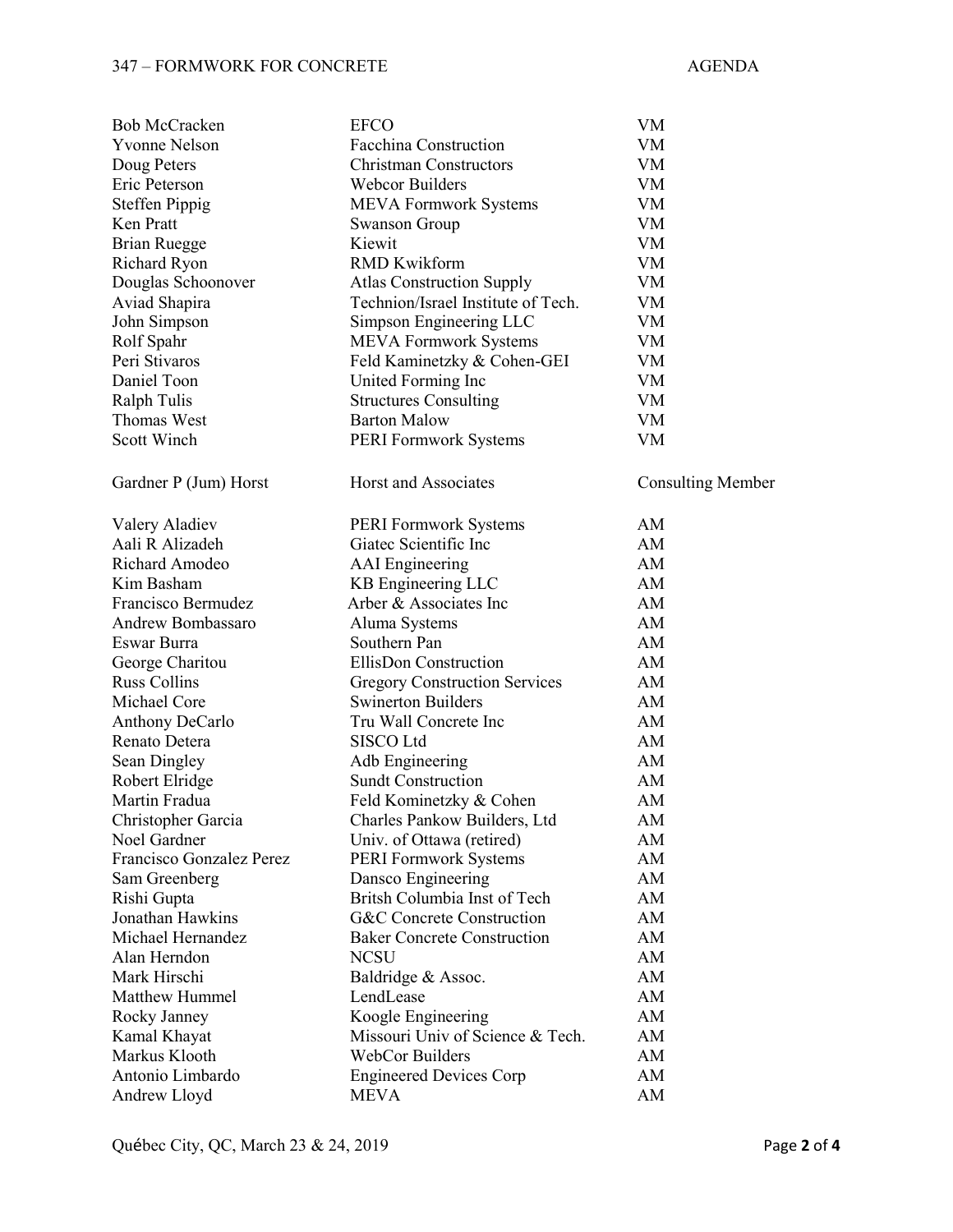| | | |
|---|---|---|
| Bob McCracken | EFCO | VM |
| Yvonne Nelson | Facchina Construction | VM |
| Doug Peters | Christman Constructors | VM |
| Eric Peterson | Webcor Builders | VM |
| Steffen Pippig | MEVA Formwork Systems | VM |
| Ken Pratt | Swanson Group | VM |
| Brian Ruegge | Kiewit | VM |
| Richard Ryon | RMD Kwikform | VM |
| Douglas Schoonover | Atlas Construction Supply | VM |
| Aviad Shapira | Technion/Israel Institute of Tech. | VM |
| John Simpson | Simpson Engineering LLC | VM |
| Rolf Spahr | MEVA Formwork Systems | VM |
| Peri Stivaros | Feld Kaminetzky & Cohen-GEI | VM |
| Daniel Toon | United Forming Inc | VM |
| Ralph Tulis | Structures Consulting | VM |
| Thomas West | Barton Malow | VM |
| Scott Winch | PERI Formwork Systems | VM |
| | | |
| Gardner P (Jum) Horst | Horst and Associates | Consulting Member |
| | | |
| Valery Aladiev | PERI Formwork Systems | AM |
| Aali R Alizadeh | Giatec Scientific Inc | AM |
| Richard Amodeo | AAI Engineering | AM |
| Kim Basham | KB Engineering LLC | AM |
| Francisco Bermudez | Arber & Associates Inc | AM |
| Andrew Bombassaro | Aluma Systems | AM |
| Eswar Burra | Southern Pan | AM |
| George Charitou | EllisDon Construction | AM |
| Russ Collins | Gregory Construction Services | AM |
| Michael Core | Swinerton Builders | AM |
| Anthony DeCarlo | Tru Wall Concrete Inc | AM |
| Renato Detera | SISCO Ltd | AM |
| Sean Dingley | Adb Engineering | AM |
| Robert Elridge | Sundt Construction | AM |
| Martin Fradua | Feld Kominetzky & Cohen | AM |
| Christopher Garcia | Charles Pankow Builders, Ltd | AM |
| Noel Gardner | Univ. of Ottawa (retired) | AM |
| Francisco Gonzalez Perez | PERI Formwork Systems | AM |
| Sam Greenberg | Dansco Engineering | AM |
| Rishi Gupta | Britsh Columbia Inst of Tech | AM |
| Jonathan Hawkins | G&C Concrete Construction | AM |
| Michael Hernandez | Baker Concrete Construction | AM |
| Alan Herndon | NCSU | AM |
| Mark Hirschi | Baldridge & Assoc. | AM |
| Matthew Hummel | LendLease | AM |
| Rocky Janney | Koogle Engineering | AM |
| Kamal Khayat | Missouri Univ of Science & Tech. | AM |
| Markus Klooth | WebCor Builders | AM |
| Antonio Limbardo | Engineered Devices Corp | AM |
| Andrew Lloyd | MEVA | AM |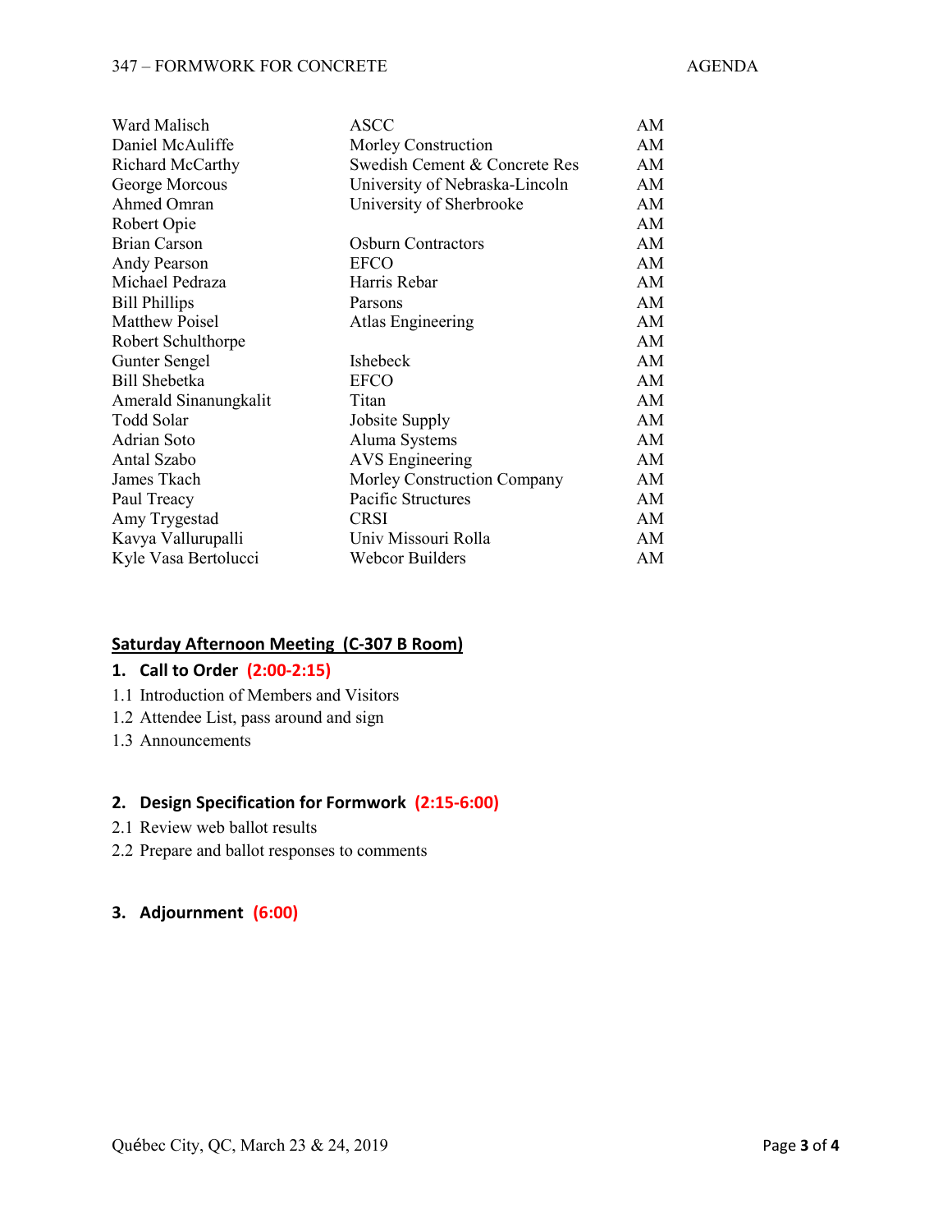| | | |
|---|---|---|
| Ward Malisch | ASCC | AM |
| Daniel McAuliffe | Morley Construction | AM |
| Richard McCarthy | Swedish Cement & Concrete Res | AM |
| George Morcous | University of Nebraska-Lincoln | AM |
| Ahmed Omran | University of Sherbrooke | AM |
| Robert Opie | | AM |
| Brian Carson | Osburn Contractors | AM |
| Andy Pearson | EFCO | AM |
| Michael Pedraza | Harris Rebar | AM |
| Bill Phillips | Parsons | AM |
| Matthew Poisel | Atlas Engineering | AM |
| Robert Schulthorpe | | AM |
| Gunter Sengel | Ishebeck | AM |
| Bill Shebetka | EFCO | AM |
| Amerald Sinanungkalit | Titan | AM |
| Todd Solar | Jobsite Supply | AM |
| Adrian Soto | Aluma Systems | AM |
| Antal Szabo | AVS Engineering | AM |
| James Tkach | Morley Construction Company | AM |
| Paul Treacy | Pacific Structures | AM |
| Amy Trygestad | CRSI | AM |
| Kavya Vallurupalli | Univ Missouri Rolla | AM |
| Kyle Vasa Bertolucci | Webcor Builders | AM |

## Saturday Afternoon Meeting (C-307 B Room)

### 1. Call to Order (2:00-2:15)

1.1 Introduction of Members and Visitors
1.2 Attendee List, pass around and sign
1.3 Announcements

### 2. Design Specification for Formwork (2:15-6:00)

2.1 Review web ballot results
2.2 Prepare and ballot responses to comments

### 3. Adjournment (6:00)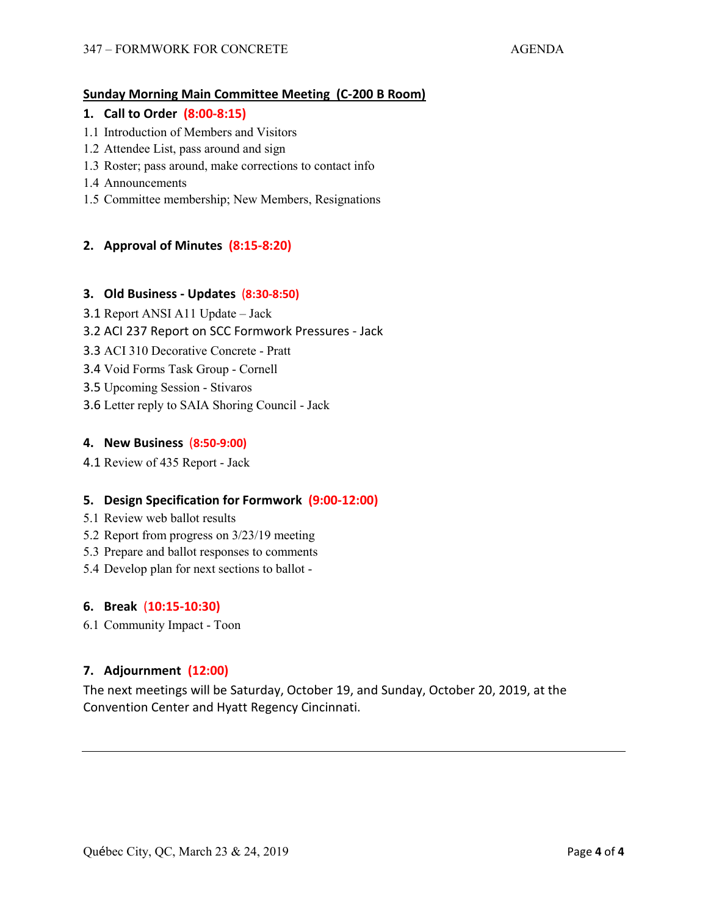## Sunday Morning Main Committee Meeting (C-200 B Room)

### 1. Call to Order (8:00-8:15)

1.1 Introduction of Members and Visitors
1.2 Attendee List, pass around and sign
1.3 Roster; pass around, make corrections to contact info
1.4 Announcements
1.5 Committee membership; New Members, Resignations

### 2. Approval of Minutes (8:15-8:20)

### 3. Old Business - Updates (8:30-8:50)

3.1 Report ANSI A11 Update – Jack
3.2 ACI 237 Report on SCC Formwork Pressures - Jack
3.3 ACI 310 Decorative Concrete - Pratt
3.4 Void Forms Task Group - Cornell
3.5 Upcoming Session - Stivaros
3.6 Letter reply to SAIA Shoring Council - Jack

### 4. New Business (8:50-9:00)

4.1 Review of 435 Report - Jack

### 5. Design Specification for Formwork (9:00-12:00)

5.1 Review web ballot results
5.2 Report from progress on 3/23/19 meeting
5.3 Prepare and ballot responses to comments
5.4 Develop plan for next sections to ballot -

### 6. Break (10:15-10:30)

6.1 Community Impact - Toon

### 7. Adjournment (12:00)

The next meetings will be Saturday, October 19, and Sunday, October 20, 2019, at the Convention Center and Hyatt Regency Cincinnati.